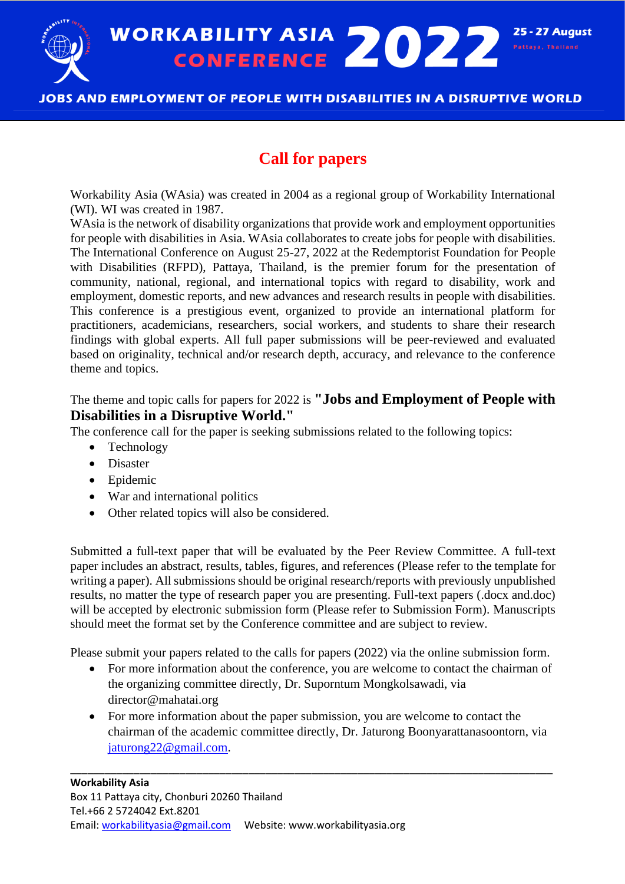# WORKABILITY ASIA CONFERENCE 2022

**25 - 27 August**
Pattaya, Thailand

**JOBS AND EMPLOYMENT OF PEOPLE WITH DISABILITIES IN A DISRUPTIVE WORLD**

## Call for papers

Workability Asia (WAsia) was created in 2004 as a regional group of Workability International (WI). WI was created in 1987.
WAsia is the network of disability organizations that provide work and employment opportunities for people with disabilities in Asia. WAsia collaborates to create jobs for people with disabilities. The International Conference on August 25-27, 2022 at the Redemptorist Foundation for People with Disabilities (RFPD), Pattaya, Thailand, is the premier forum for the presentation of community, national, regional, and international topics with regard to disability, work and employment, domestic reports, and new advances and research results in people with disabilities. This conference is a prestigious event, organized to provide an international platform for practitioners, academicians, researchers, social workers, and students to share their research findings with global experts. All full paper submissions will be peer-reviewed and evaluated based on originality, technical and/or research depth, accuracy, and relevance to the conference theme and topics.

The theme and topic calls for papers for 2022 is **"Jobs and Employment of People with Disabilities in a Disruptive World."**
The conference call for the paper is seeking submissions related to the following topics:

- Technology
- Disaster
- Epidemic
- War and international politics
- Other related topics will also be considered.

Submitted a full-text paper that will be evaluated by the Peer Review Committee. A full-text paper includes an abstract, results, tables, figures, and references (Please refer to the template for writing a paper). All submissions should be original research/reports with previously unpublished results, no matter the type of research paper you are presenting. Full-text papers (.docx and.doc) will be accepted by electronic submission form (Please refer to Submission Form). Manuscripts should meet the format set by the Conference committee and are subject to review.

Please submit your papers related to the calls for papers (2022) via the online submission form.

- For more information about the conference, you are welcome to contact the chairman of the organizing committee directly, Dr. Suporntum Mongkolsawadi, via director@mahatai.org
- For more information about the paper submission, you are welcome to contact the chairman of the academic committee directly, Dr. Jaturong Boonyarattanasoontorn, via jaturong22@gmail.com.

---

**Workability Asia**
Box 11 Pattaya city, Chonburi 20260 Thailand
Tel.+66 2 5724042 Ext.8201
Email: workabilityasia@gmail.com Website: www.workabilityasia.org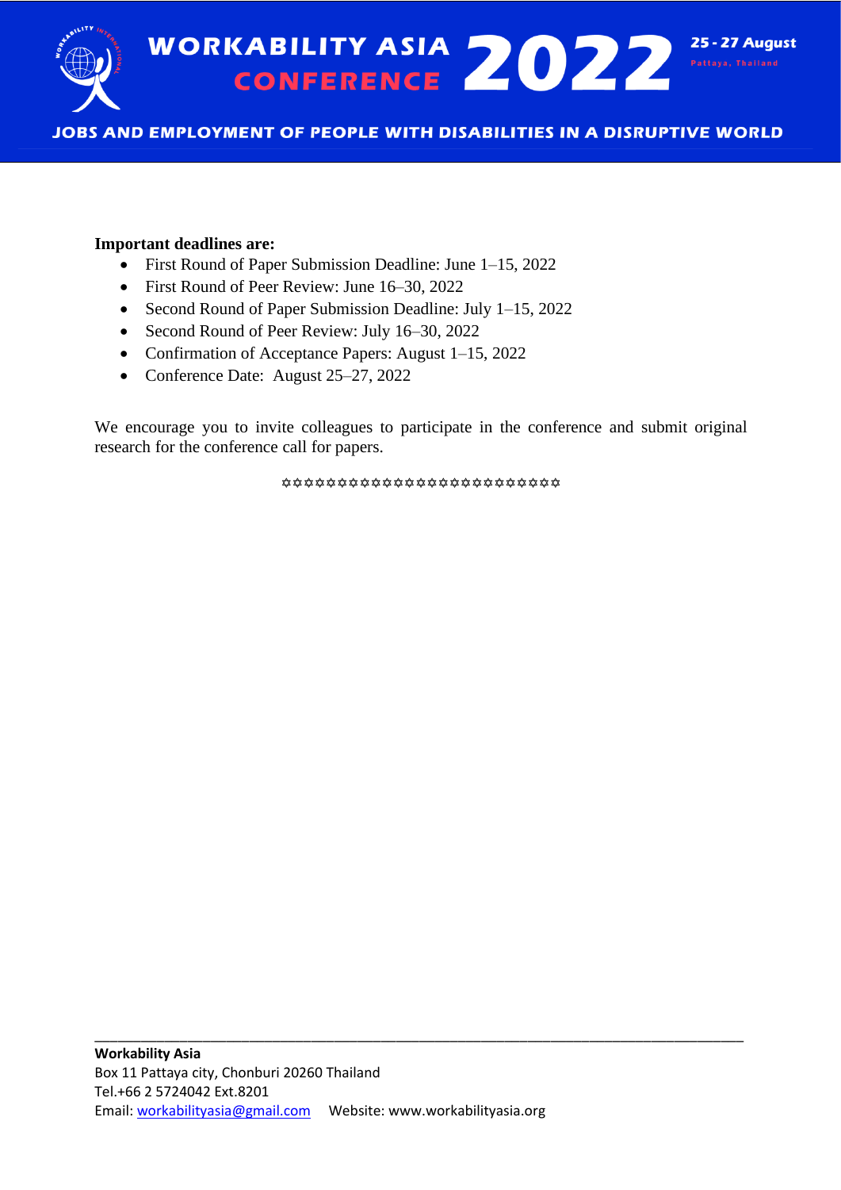**Important deadlines are:**

- First Round of Paper Submission Deadline: June 1–15, 2022
- First Round of Peer Review: June 16–30, 2022
- Second Round of Paper Submission Deadline: July 1–15, 2022
- Second Round of Peer Review: July 16–30, 2022
- Confirmation of Acceptance Papers: August 1–15, 2022
- Conference Date: August 25–27, 2022

We encourage you to invite colleagues to participate in the conference and submit original research for the conference call for papers.

✡✡✡✡✡✡✡✡✡✡✡✡✡✡✡✡✡✡✡✡✡✡✡✡✡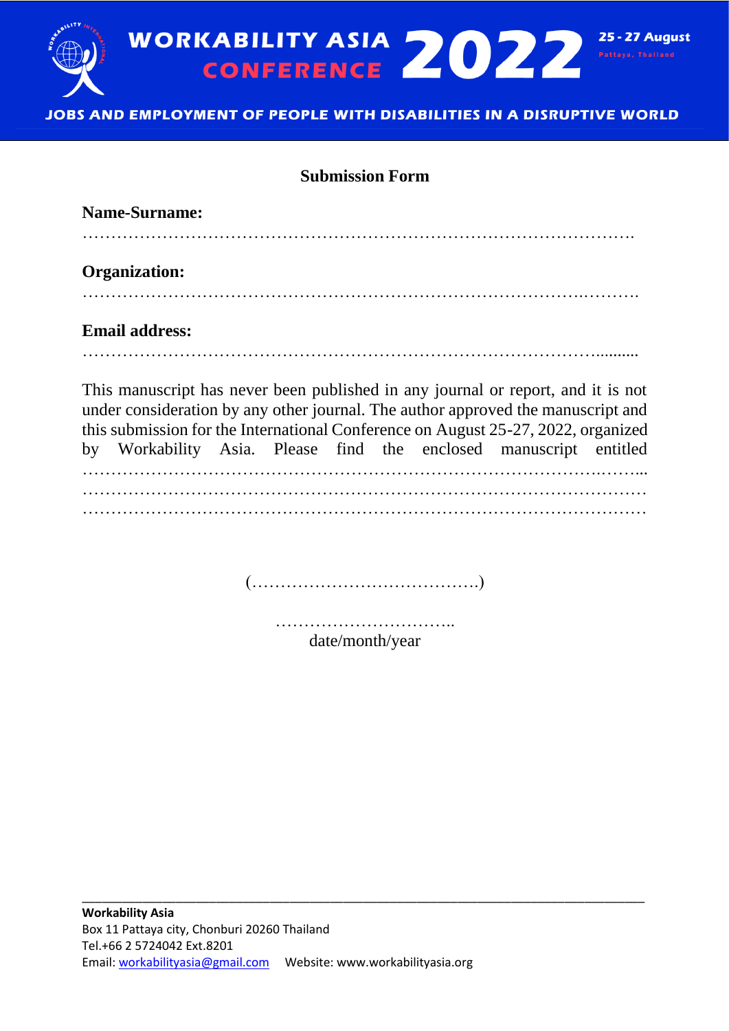# WORKABILITY ASIA CONFERENCE 2022

25 - 27 August
Pattaya, Thailand

JOBS AND EMPLOYMENT OF PEOPLE WITH DISABILITIES IN A DISRUPTIVE WORLD

## Submission Form

**Name-Surname:**

……………………………………………………………………………………….

**Organization:**

……………………………………………………………………………….……….

**Email address:**

……………………………………………………………………………….........

This manuscript has never been published in any journal or report, and it is not under consideration by any other journal. The author approved the manuscript and this submission for the International Conference on August 25-27, 2022, organized by Workability Asia. Please find the enclosed manuscript entitled ……………………………………………………………………………….……...
…………………………………………………………………………………………
…………………………………………………………………………………………

(………………………………….)

…………………………..
date/month/year

---

**Workability Asia**
Box 11 Pattaya city, Chonburi 20260 Thailand
Tel.+66 2 5724042 Ext.8201
Email: workabilityasia@gmail.com Website: www.workabilityasia.org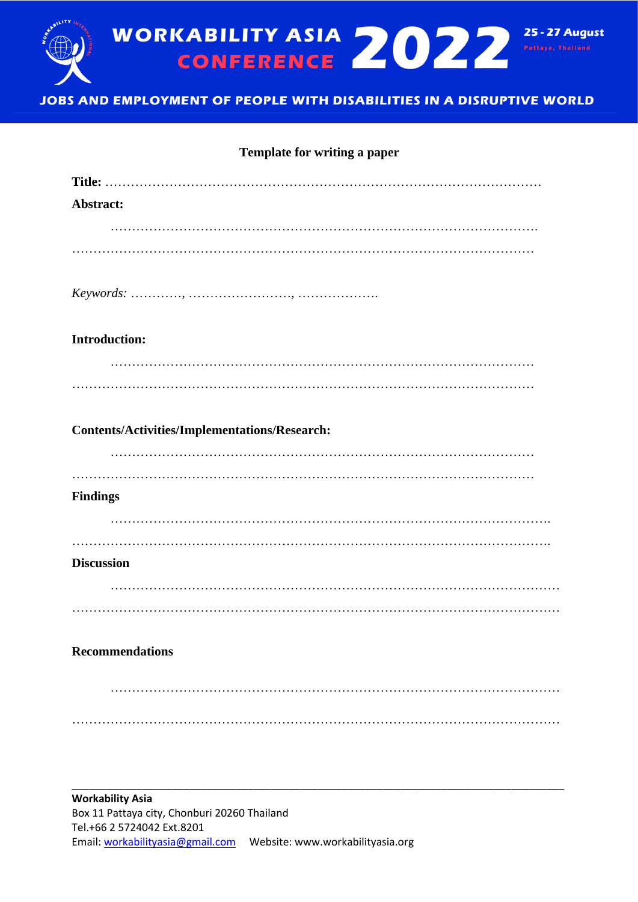# Template for writing a paper

**Title:** ……………………………………………………………………………………………

**Abstract:**

……………………………………………………………………………………….

…………………………………………………………………………………………………

*Keywords:* …………, ……………………., ……………….

**Introduction:**

………………………………………………………………………………………

…………………………………………………………………………………………………

**Contents/Activities/Implementations/Research:**

………………………………………………………………………………………

…………………………………………………………………………………………………

**Findings**

………………………………………………………………………………………….

…………………………………………………………………………………………………….

**Discussion**

……………………………………………………………………………………………

……………………………………………………………………………………………………

**Recommendations**

……………………………………………………………………………………………

……………………………………………………………………………………………………

---

**Workability Asia**
Box 11 Pattaya city, Chonburi 20260 Thailand
Tel.+66 2 5724042 Ext.8201
Email: workabilityasia@gmail.com Website: www.workabilityasia.org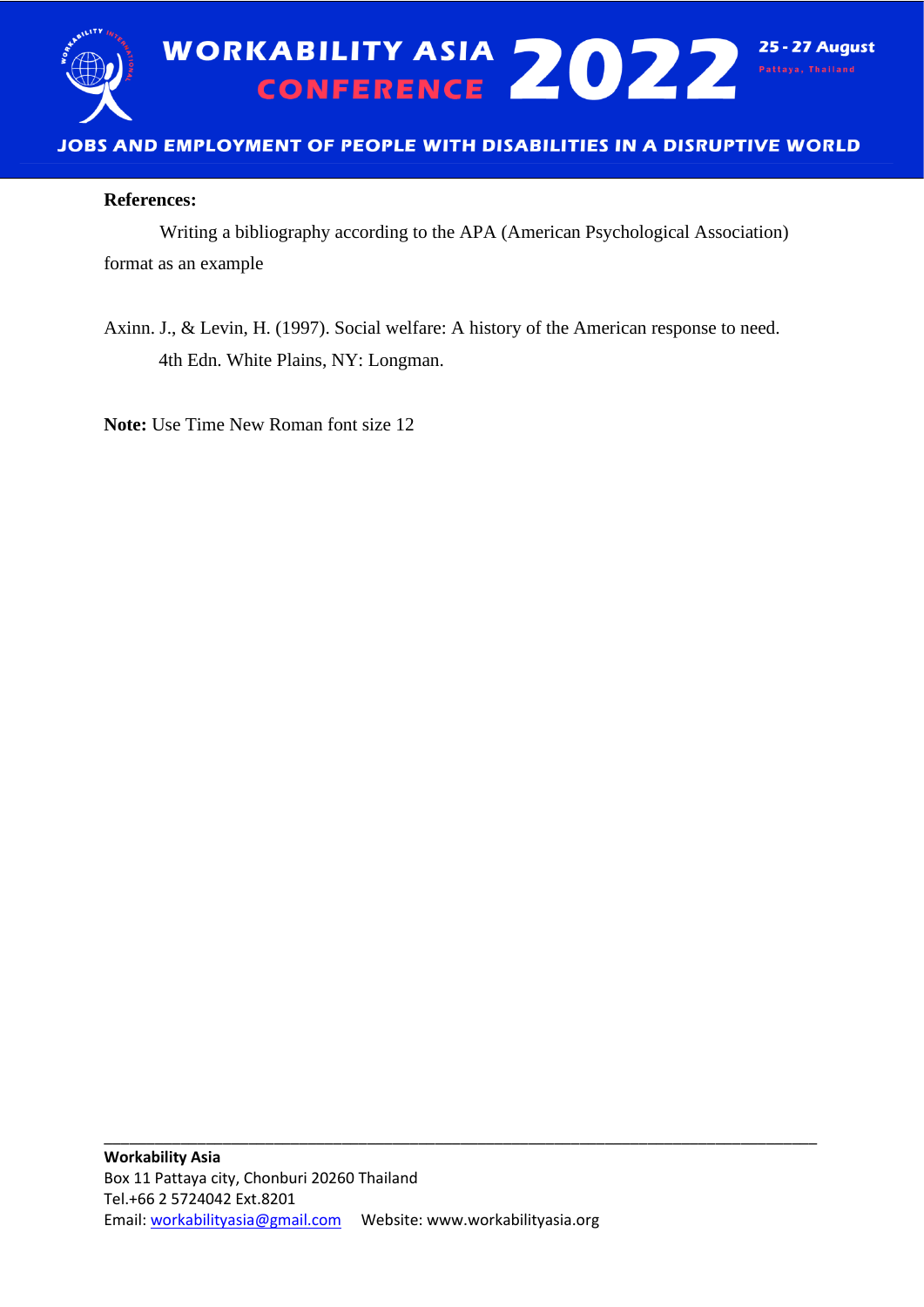**References:**

Writing a bibliography according to the APA (American Psychological Association) format as an example

Axinn. J., & Levin, H. (1997). Social welfare: A history of the American response to need. 4th Edn. White Plains, NY: Longman.

**Note:** Use Time New Roman font size 12